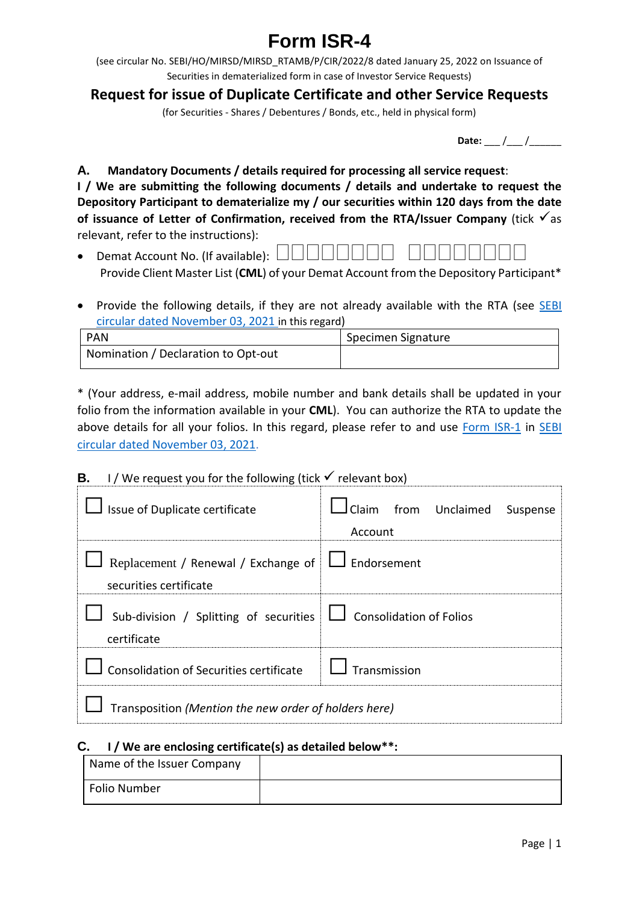# Form ISR-4

(see circular No. SEBI/HO/MIRSD/MIRSD_RTAMB/P/CIR/2022/8 dated January 25, 2022 on Issuance of Securities in dematerialized form in case of Investor Service Requests)

## Request for issue of Duplicate Certificate and other Service Requests

(for Securities - Shares / Debentures / Bonds, etc., held in physical form)

**Date:** ___ /___ /______

**A. Mandatory Documents / details required for processing all service request**:

**I / We are submitting the following documents / details and undertake to request the Depository Participant to dematerialize my / our securities within 120 days from the date of issuance of Letter of Confirmation, received from the RTA/Issuer Company** (tick ✓ as relevant, refer to the instructions):

- Demat Account No. (If available): ☐☐☐☐☐☐☐☐ ☐☐☐☐☐☐☐☐
  Provide Client Master List (**CML**) of your Demat Account from the Depository Participant*

- Provide the following details, if they are not already available with the RTA (see SEBI circular dated November 03, 2021 in this regard)

| PAN | Specimen Signature |
|---|---|
| Nomination / Declaration to Opt-out | |

* (Your address, e-mail address, mobile number and bank details shall be updated in your folio from the information available in your **CML**). You can authorize the RTA to update the above details for all your folios. In this regard, please refer to and use Form ISR-1 in SEBI circular dated November 03, 2021.

**B.** I / We request you for the following (tick ✓ relevant box)

| | |
|---|---|
| ☐ Issue of Duplicate certificate | ☐ Claim from Unclaimed Suspense Account |
| ☐ Replacement / Renewal / Exchange of securities certificate | ☐ Endorsement |
| ☐ Sub-division / Splitting of securities certificate | ☐ Consolidation of Folios |
| ☐ Consolidation of Securities certificate | ☐ Transmission |
| ☐ Transposition *(Mention the new order of holders here)* | |

**C. I / We are enclosing certificate(s) as detailed below**\*\*:

| Name of the Issuer Company | |
|---|---|
| Folio Number | |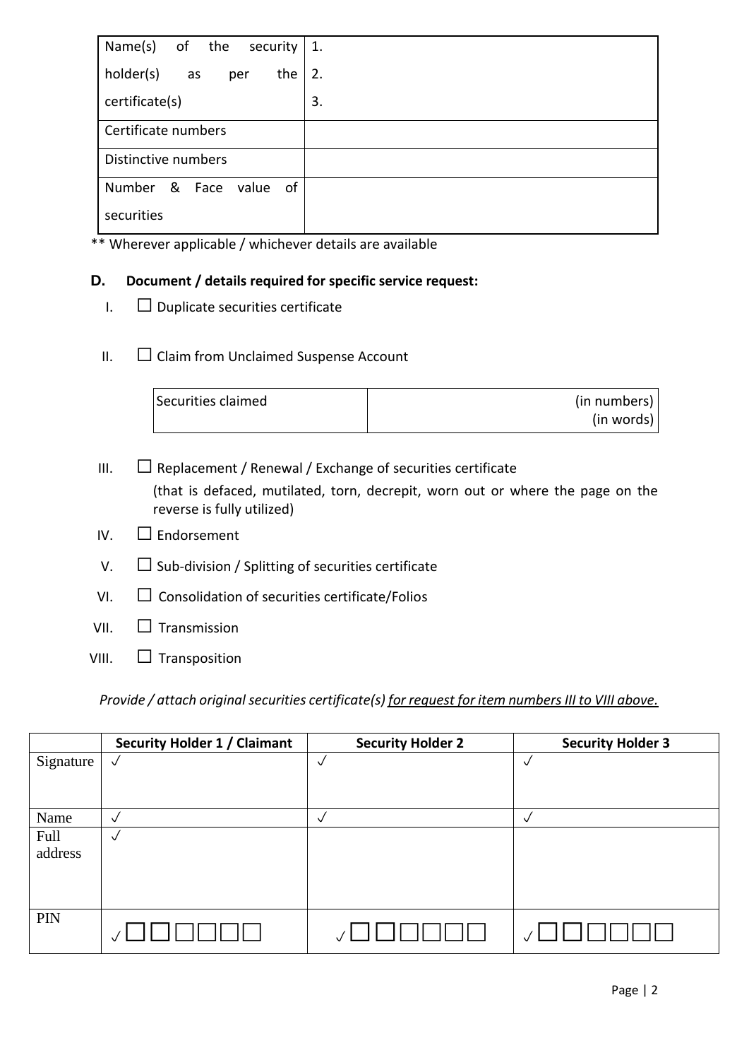| Name(s) of the security holder(s) as per the certificate(s) | 1.<br>2.<br>3. |
|---|---|
| Certificate numbers | |
| Distinctive numbers | |
| Number & Face value of securities | |

** Wherever applicable / whichever details are available

### D. Document / details required for specific service request:

I. ☐ Duplicate securities certificate

II. ☐ Claim from Unclaimed Suspense Account

| Securities claimed | (in numbers)<br>(in words) |
|---|---|

III. ☐ Replacement / Renewal / Exchange of securities certificate
(that is defaced, mutilated, torn, decrepit, worn out or where the page on the reverse is fully utilized)

IV. ☐ Endorsement

V. ☐ Sub-division / Splitting of securities certificate

VI. ☐ Consolidation of securities certificate/Folios

VII. ☐ Transmission

VIII. ☐ Transposition

*Provide / attach original securities certificate(s) for request for item numbers III to VIII above.*

| | **Security Holder 1 / Claimant** | **Security Holder 2** | **Security Holder 3** |
|---|---|---|---|
| Signature | ✓ | ✓ | ✓ |
| Name | ✓ | ✓ | ✓ |
| Full address | ✓ | | |
| PIN | ✓ ☐☐☐☐☐☐ | ✓ ☐☐☐☐☐☐ | ✓ ☐☐☐☐☐☐ |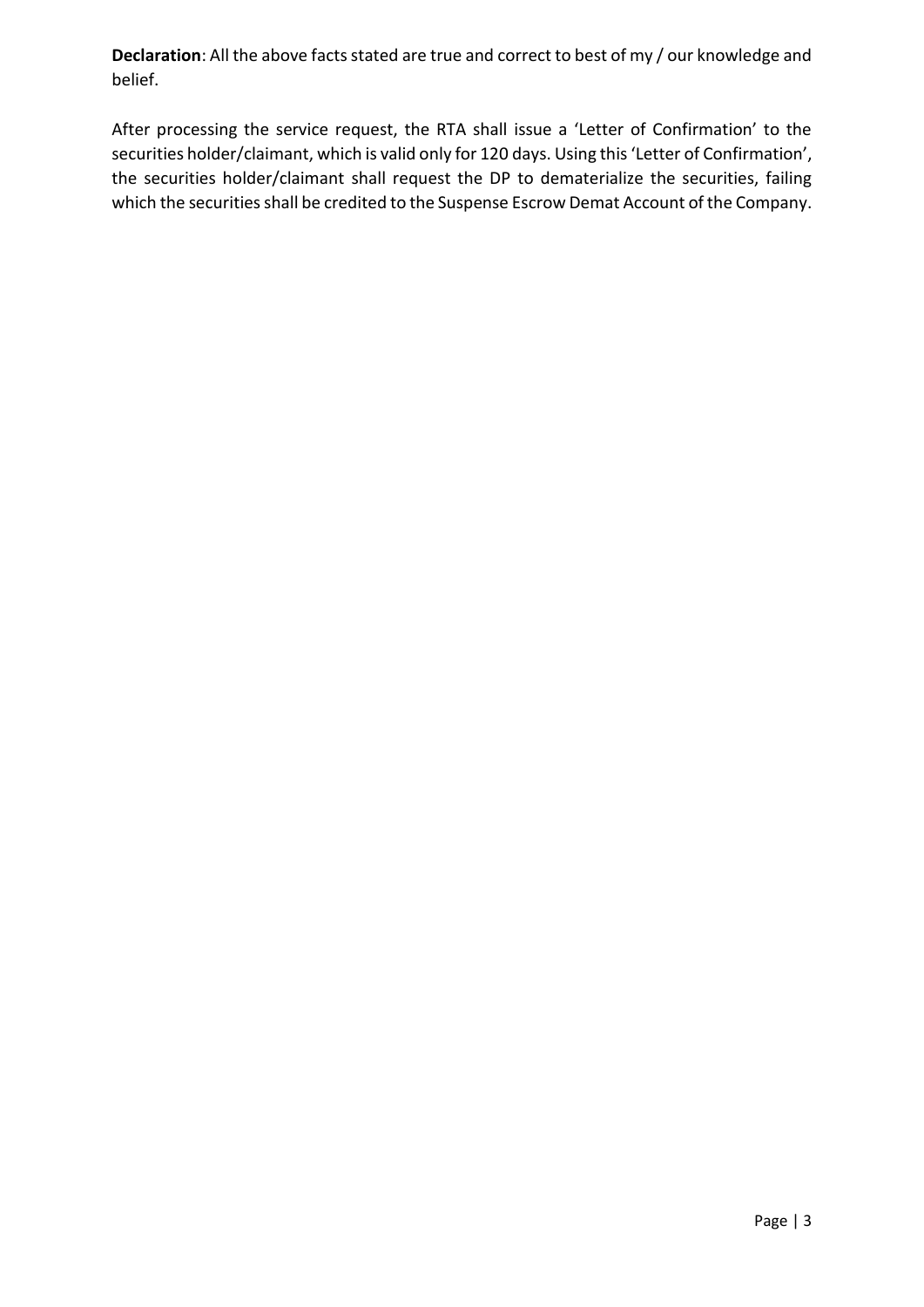**Declaration**: All the above facts stated are true and correct to best of my / our knowledge and belief.

After processing the service request, the RTA shall issue a 'Letter of Confirmation' to the securities holder/claimant, which is valid only for 120 days. Using this 'Letter of Confirmation', the securities holder/claimant shall request the DP to dematerialize the securities, failing which the securities shall be credited to the Suspense Escrow Demat Account of the Company.